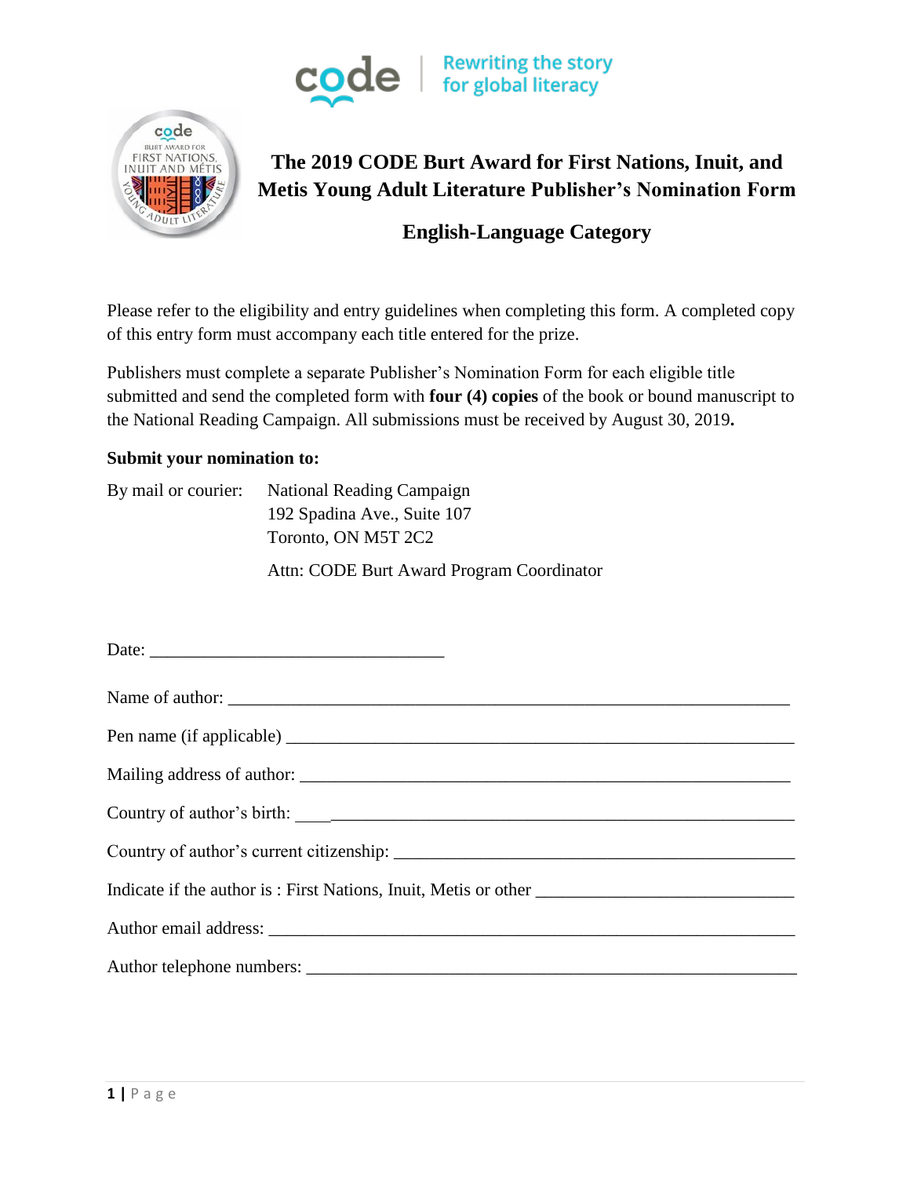code | Rewriting the story for global literacy

# The 2019 CODE Burt Award for First Nations, Inuit, and Metis Young Adult Literature Publisher's Nomination Form

## English-Language Category

Please refer to the eligibility and entry guidelines when completing this form. A completed copy of this entry form must accompany each title entered for the prize.

Publishers must complete a separate Publisher's Nomination Form for each eligible title submitted and send the completed form with **four (4) copies** of the book or bound manuscript to the National Reading Campaign. All submissions must be received by August 30, 2019**.**

**Submit your nomination to:**

By mail or courier:

National Reading Campaign
192 Spadina Ave., Suite 107
Toronto, ON M5T 2C2

Attn: CODE Burt Award Program Coordinator

Date: ________________________________

Name of author: ______________________________________________________________

Pen name (if applicable) ______________________________________________________

Mailing address of author: ____________________________________________________

Country of author's birth: _____________________________________________________

Country of author's current citizenship: ________________________________________

Indicate if the author is : First Nations, Inuit, Metis or other ___________________________

Author email address: ________________________________________________________

Author telephone numbers: ____________________________________________________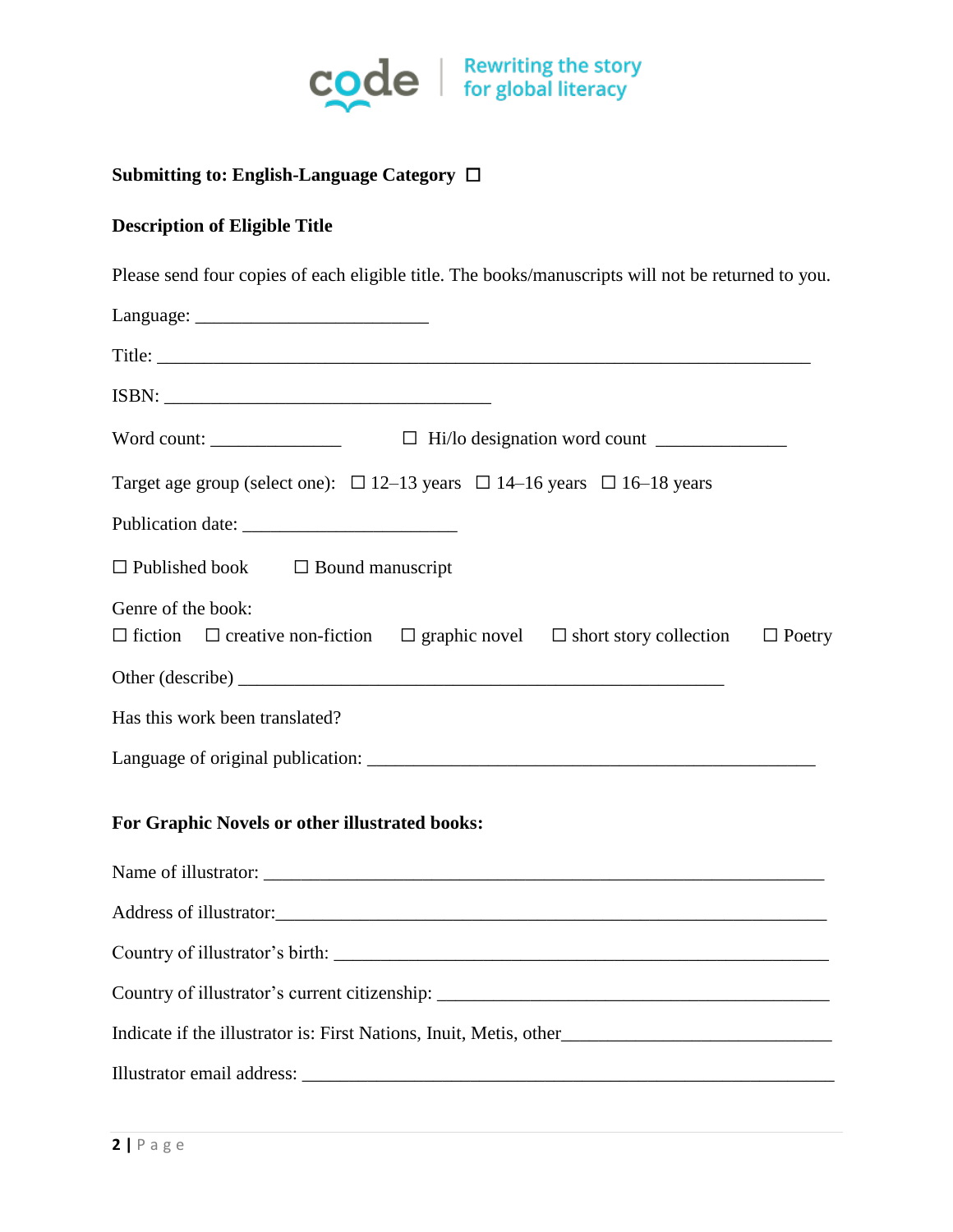**Submitting to: English-Language Category ☐**

**Description of Eligible Title**

Please send four copies of each eligible title. The books/manuscripts will not be returned to you.

Language: ________________________

Title: ____________________________________________________________________

ISBN: __________________________________

Word count: _____________ ☐ Hi/lo designation word count _____________

Target age group (select one): ☐ 12–13 years ☐ 14–16 years ☐ 16–18 years

Publication date: ______________________

☐ Published book ☐ Bound manuscript

Genre of the book:

☐ fiction ☐ creative non-fiction ☐ graphic novel ☐ short story collection ☐ Poetry

Other (describe) _____________________________________________________

Has this work been translated?

Language of original publication: ______________________________________________

**For Graphic Novels or other illustrated books:**

Name of illustrator: __________________________________________________________

Address of illustrator:________________________________________________________

Country of illustrator's birth: __________________________________________________

Country of illustrator's current citizenship: _______________________________________

Indicate if the illustrator is: First Nations, Inuit, Metis, other___________________________

Illustrator email address: ______________________________________________________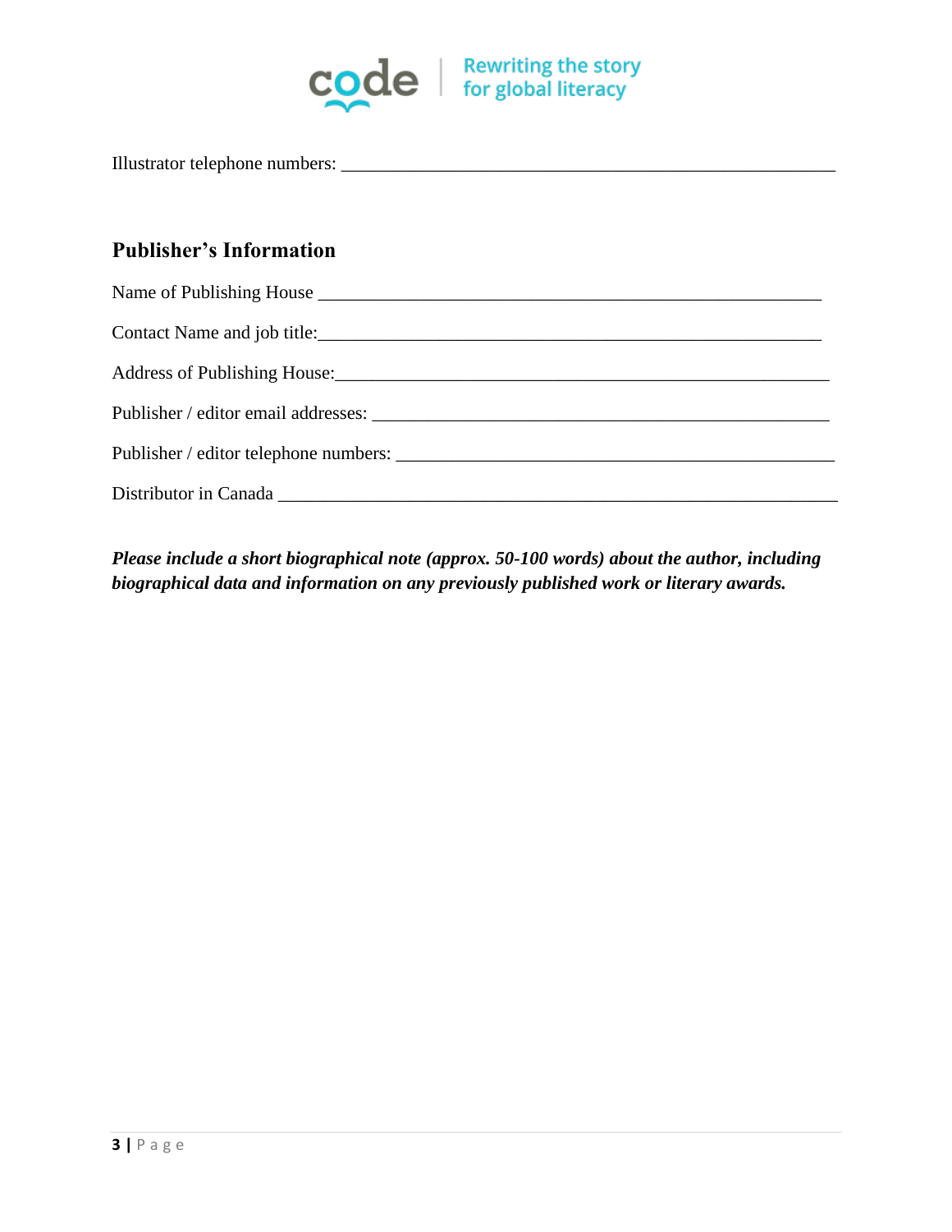Illustrator telephone numbers: ______________________________________________________

## Publisher's Information

Name of Publishing House ______________________________________________________

Contact Name and job title:______________________________________________________

Address of Publishing House:______________________________________________________

Publisher / editor email addresses: ______________________________________________________

Publisher / editor telephone numbers: ______________________________________________________

Distributor in Canada ______________________________________________________

***Please include a short biographical note (approx. 50-100 words) about the author, including biographical data and information on any previously published work or literary awards.***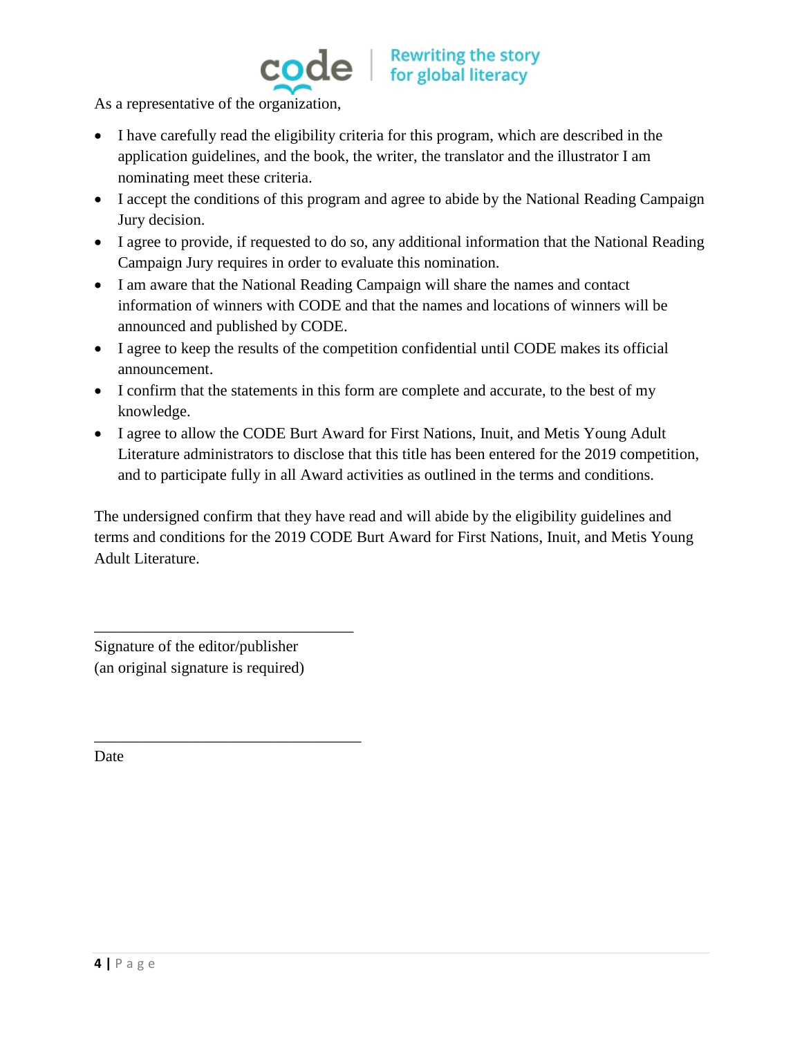As a representative of the organization,

- I have carefully read the eligibility criteria for this program, which are described in the application guidelines, and the book, the writer, the translator and the illustrator I am nominating meet these criteria.
- I accept the conditions of this program and agree to abide by the National Reading Campaign Jury decision.
- I agree to provide, if requested to do so, any additional information that the National Reading Campaign Jury requires in order to evaluate this nomination.
- I am aware that the National Reading Campaign will share the names and contact information of winners with CODE and that the names and locations of winners will be announced and published by CODE.
- I agree to keep the results of the competition confidential until CODE makes its official announcement.
- I confirm that the statements in this form are complete and accurate, to the best of my knowledge.
- I agree to allow the CODE Burt Award for First Nations, Inuit, and Metis Young Adult Literature administrators to disclose that this title has been entered for the 2019 competition, and to participate fully in all Award activities as outlined in the terms and conditions.

The undersigned confirm that they have read and will abide by the eligibility guidelines and terms and conditions for the 2019 CODE Burt Award for First Nations, Inuit, and Metis Young Adult Literature.

___________________________________

Signature of the editor/publisher
(an original signature is required)

___________________________________

Date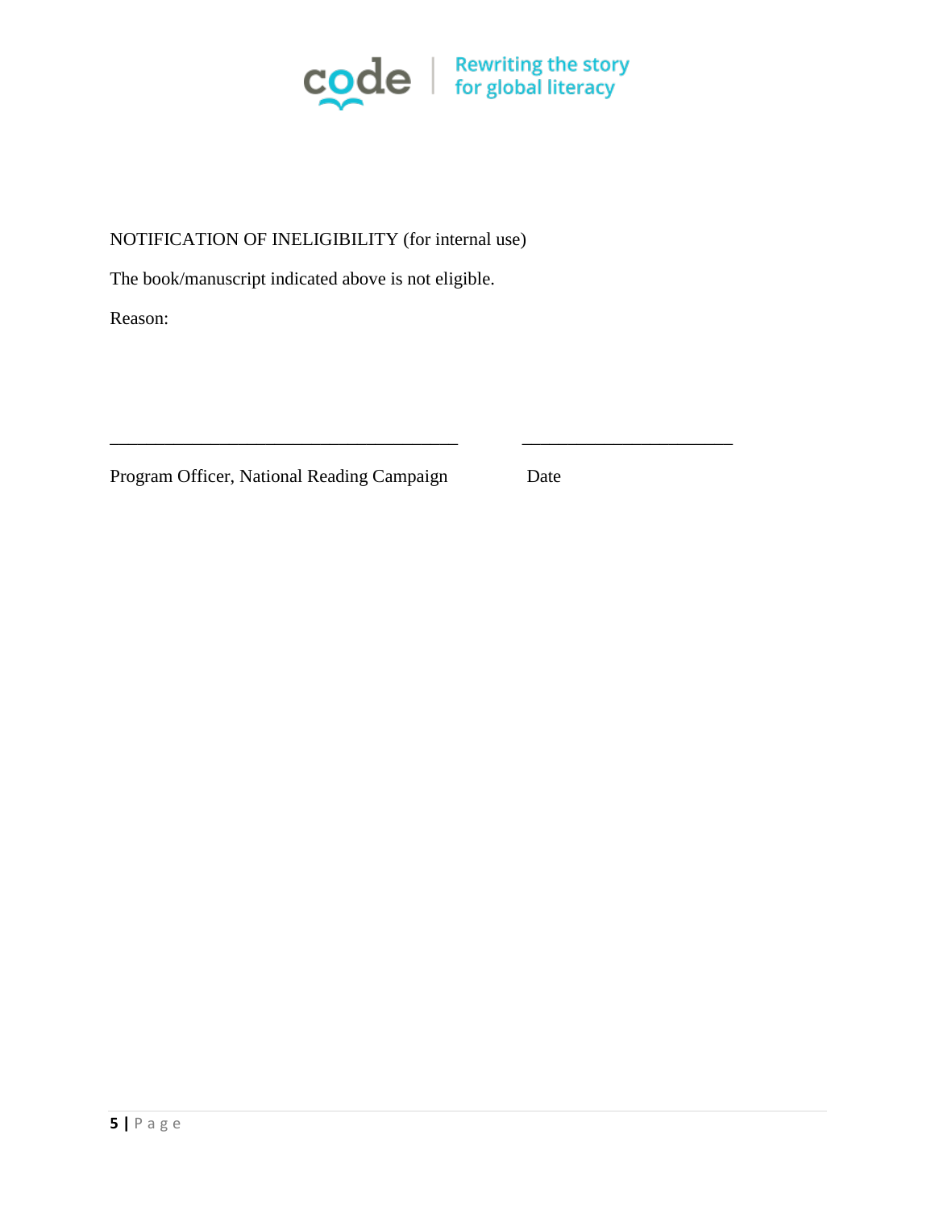NOTIFICATION OF INELIGIBILITY (for internal use)

The book/manuscript indicated above is not eligible.

Reason:

\_\_\_\_\_\_\_\_\_\_\_\_\_\_\_\_\_\_\_\_\_\_\_\_\_\_\_\_\_\_\_\_\_\_\_\_\_\_\_ \_\_\_\_\_\_\_\_\_\_\_\_\_\_\_\_\_\_\_\_\_\_\_

Program Officer, National Reading Campaign Date